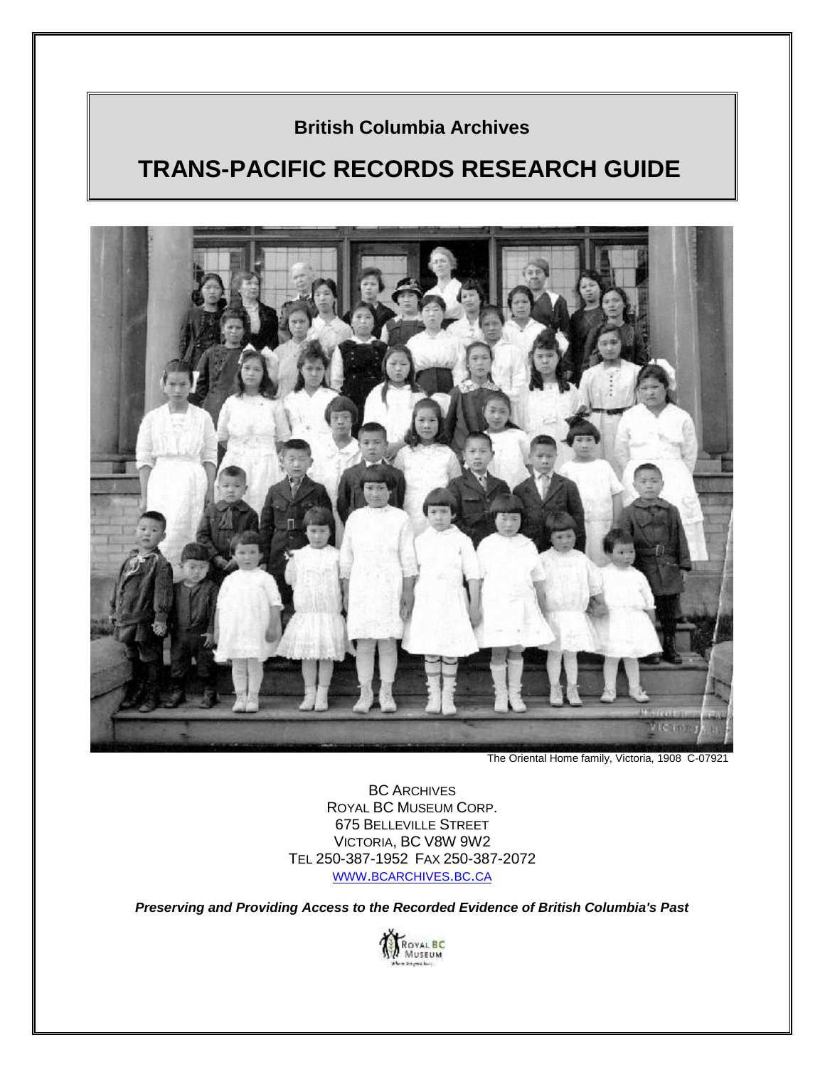British Columbia Archives

# TRANS-PACIFIC RECORDS RESEARCH GUIDE

The Oriental Home family, Victoria, 1908 C-07921

BC ARCHIVES
ROYAL BC MUSEUM CORP.
675 BELLEVILLE STREET
VICTORIA, BC V8W 9W2
TEL 250-387-1952 FAX 250-387-2072
WWW.BCARCHIVES.BC.CA

***Preserving and Providing Access to the Recorded Evidence of British Columbia's Past***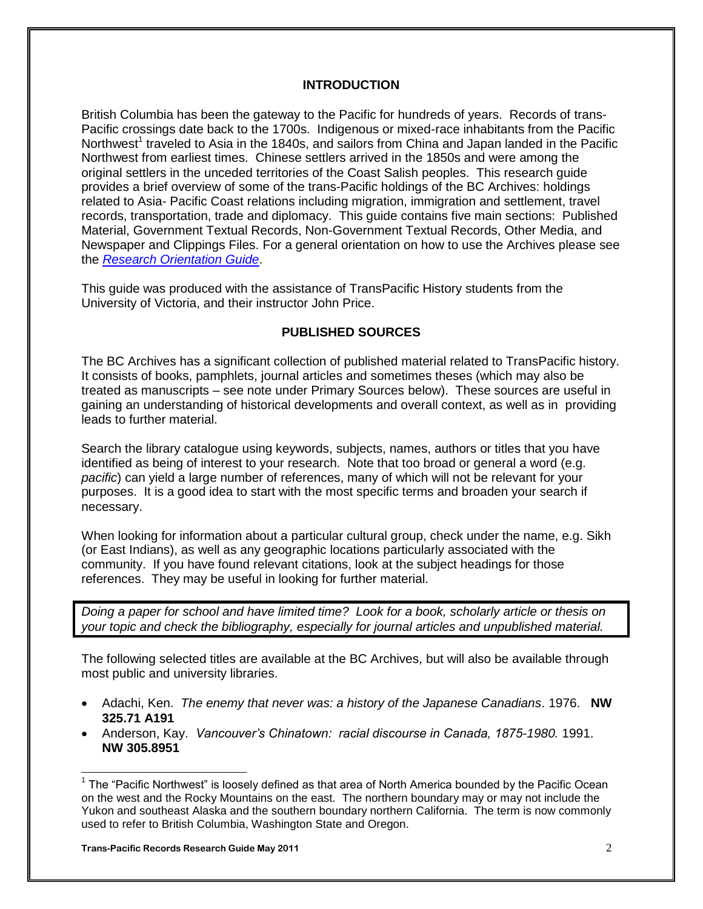## INTRODUCTION

British Columbia has been the gateway to the Pacific for hundreds of years. Records of trans-Pacific crossings date back to the 1700s. Indigenous or mixed-race inhabitants from the Pacific Northwest[1] traveled to Asia in the 1840s, and sailors from China and Japan landed in the Pacific Northwest from earliest times. Chinese settlers arrived in the 1850s and were among the original settlers in the unceded territories of the Coast Salish peoples. This research guide provides a brief overview of some of the trans-Pacific holdings of the BC Archives: holdings related to Asia- Pacific Coast relations including migration, immigration and settlement, travel records, transportation, trade and diplomacy. This guide contains five main sections: Published Material, Government Textual Records, Non-Government Textual Records, Other Media, and Newspaper and Clippings Files. For a general orientation on how to use the Archives please see the *Research Orientation Guide*.

This guide was produced with the assistance of TransPacific History students from the University of Victoria, and their instructor John Price.

## PUBLISHED SOURCES

The BC Archives has a significant collection of published material related to TransPacific history. It consists of books, pamphlets, journal articles and sometimes theses (which may also be treated as manuscripts – see note under Primary Sources below). These sources are useful in gaining an understanding of historical developments and overall context, as well as in providing leads to further material.

Search the library catalogue using keywords, subjects, names, authors or titles that you have identified as being of interest to your research. Note that too broad or general a word (e.g. *pacific*) can yield a large number of references, many of which will not be relevant for your purposes. It is a good idea to start with the most specific terms and broaden your search if necessary.

When looking for information about a particular cultural group, check under the name, e.g. Sikh (or East Indians), as well as any geographic locations particularly associated with the community. If you have found relevant citations, look at the subject headings for those references. They may be useful in looking for further material.

*Doing a paper for school and have limited time? Look for a book, scholarly article or thesis on your topic and check the bibliography, especially for journal articles and unpublished material.*

The following selected titles are available at the BC Archives, but will also be available through most public and university libraries.

- Adachi, Ken. *The enemy that never was: a history of the Japanese Canadians*. 1976. **NW 325.71 A191**
- Anderson, Kay. *Vancouver's Chinatown: racial discourse in Canada, 1875-1980.* 1991. **NW 305.8951**

[1] The "Pacific Northwest" is loosely defined as that area of North America bounded by the Pacific Ocean on the west and the Rocky Mountains on the east. The northern boundary may or may not include the Yukon and southeast Alaska and the southern boundary northern California. The term is now commonly used to refer to British Columbia, Washington State and Oregon.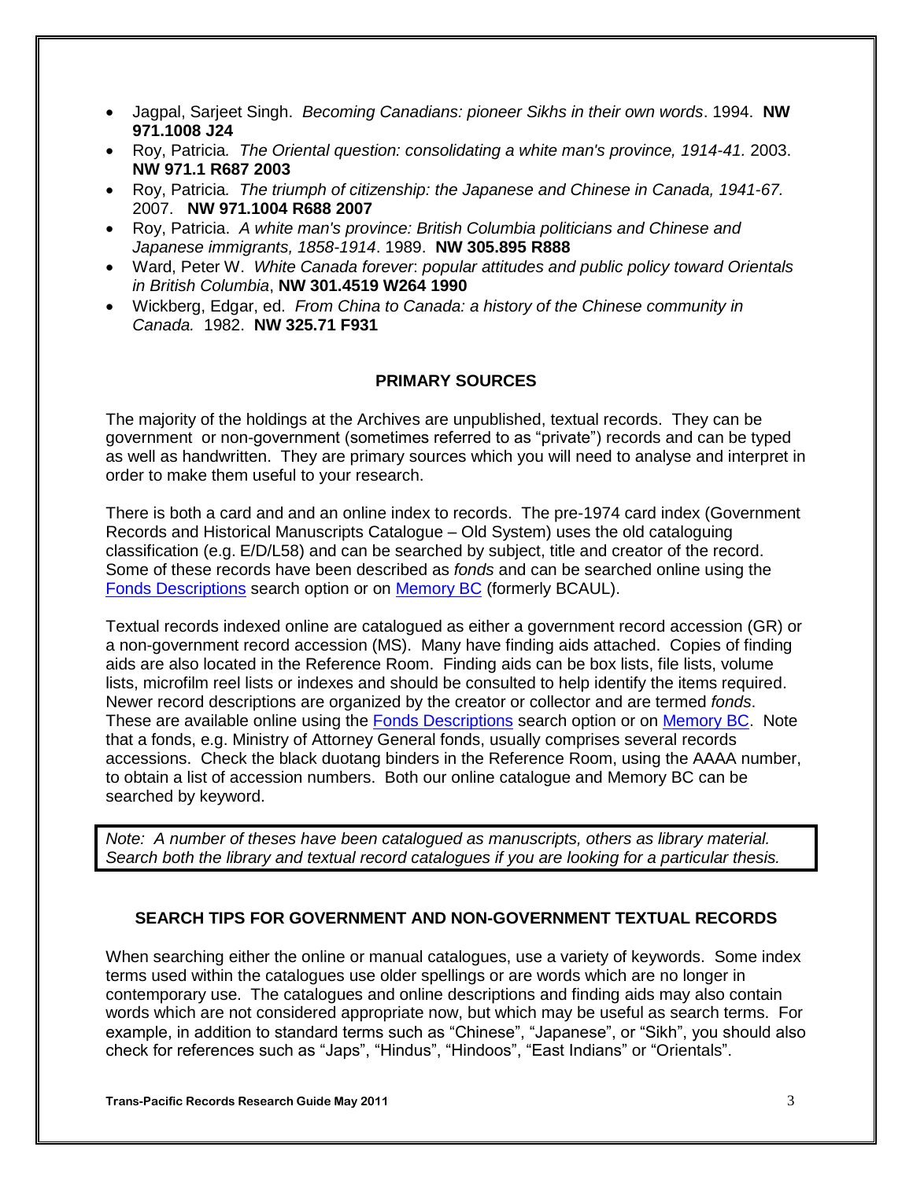- Jagpal, Sarjeet Singh. *Becoming Canadians: pioneer Sikhs in their own words*. 1994. **NW 971.1008 J24**
- Roy, Patricia. *The Oriental question: consolidating a white man's province, 1914-41.* 2003. **NW 971.1 R687 2003**
- Roy, Patricia. *The triumph of citizenship: the Japanese and Chinese in Canada, 1941-67.* 2007. **NW 971.1004 R688 2007**
- Roy, Patricia. *A white man's province: British Columbia politicians and Chinese and Japanese immigrants, 1858-1914*. 1989. **NW 305.895 R888**
- Ward, Peter W. *White Canada forever*: *popular attitudes and public policy toward Orientals in British Columbia*, **NW 301.4519 W264 1990**
- Wickberg, Edgar, ed. *From China to Canada: a history of the Chinese community in Canada.* 1982. **NW 325.71 F931**

## PRIMARY SOURCES

The majority of the holdings at the Archives are unpublished, textual records. They can be government or non-government (sometimes referred to as "private") records and can be typed as well as handwritten. They are primary sources which you will need to analyse and interpret in order to make them useful to your research.

There is both a card and and an online index to records. The pre-1974 card index (Government Records and Historical Manuscripts Catalogue – Old System) uses the old cataloguing classification (e.g. E/D/L58) and can be searched by subject, title and creator of the record. Some of these records have been described as *fonds* and can be searched online using the Fonds Descriptions search option or on Memory BC (formerly BCAUL).

Textual records indexed online are catalogued as either a government record accession (GR) or a non-government record accession (MS). Many have finding aids attached. Copies of finding aids are also located in the Reference Room. Finding aids can be box lists, file lists, volume lists, microfilm reel lists or indexes and should be consulted to help identify the items required. Newer record descriptions are organized by the creator or collector and are termed *fonds*. These are available online using the Fonds Descriptions search option or on Memory BC. Note that a fonds, e.g. Ministry of Attorney General fonds, usually comprises several records accessions. Check the black duotang binders in the Reference Room, using the AAAA number, to obtain a list of accession numbers. Both our online catalogue and Memory BC can be searched by keyword.

*Note: A number of theses have been catalogued as manuscripts, others as library material. Search both the library and textual record catalogues if you are looking for a particular thesis.*

## SEARCH TIPS FOR GOVERNMENT AND NON-GOVERNMENT TEXTUAL RECORDS

When searching either the online or manual catalogues, use a variety of keywords. Some index terms used within the catalogues use older spellings or are words which are no longer in contemporary use. The catalogues and online descriptions and finding aids may also contain words which are not considered appropriate now, but which may be useful as search terms. For example, in addition to standard terms such as "Chinese", "Japanese", or "Sikh", you should also check for references such as "Japs", "Hindus", "Hindoos", "East Indians" or "Orientals".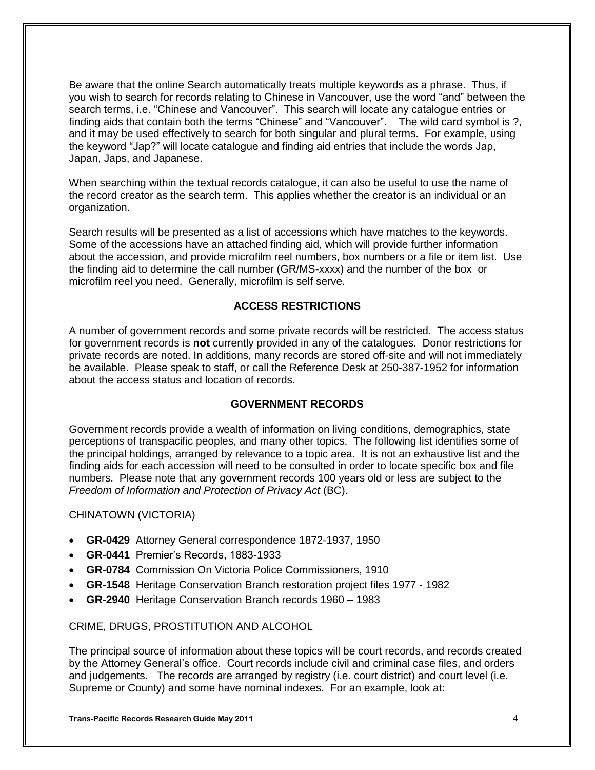Be aware that the online Search automatically treats multiple keywords as a phrase. Thus, if you wish to search for records relating to Chinese in Vancouver, use the word "and" between the search terms, i.e. "Chinese and Vancouver". This search will locate any catalogue entries or finding aids that contain both the terms "Chinese" and "Vancouver". The wild card symbol is ?, and it may be used effectively to search for both singular and plural terms. For example, using the keyword "Jap?" will locate catalogue and finding aid entries that include the words Jap, Japan, Japs, and Japanese.

When searching within the textual records catalogue, it can also be useful to use the name of the record creator as the search term. This applies whether the creator is an individual or an organization.

Search results will be presented as a list of accessions which have matches to the keywords. Some of the accessions have an attached finding aid, which will provide further information about the accession, and provide microfilm reel numbers, box numbers or a file or item list. Use the finding aid to determine the call number (GR/MS-xxxx) and the number of the box or microfilm reel you need. Generally, microfilm is self serve.

## ACCESS RESTRICTIONS

A number of government records and some private records will be restricted. The access status for government records is **not** currently provided in any of the catalogues. Donor restrictions for private records are noted. In additions, many records are stored off-site and will not immediately be available. Please speak to staff, or call the Reference Desk at 250-387-1952 for information about the access status and location of records.

## GOVERNMENT RECORDS

Government records provide a wealth of information on living conditions, demographics, state perceptions of transpacific peoples, and many other topics. The following list identifies some of the principal holdings, arranged by relevance to a topic area. It is not an exhaustive list and the finding aids for each accession will need to be consulted in order to locate specific box and file numbers. Please note that any government records 100 years old or less are subject to the *Freedom of Information and Protection of Privacy Act* (BC).

### CHINATOWN (VICTORIA)

- **GR-0429** Attorney General correspondence 1872-1937, 1950
- **GR-0441** Premier's Records, 1883-1933
- **GR-0784** Commission On Victoria Police Commissioners, 1910
- **GR-1548** Heritage Conservation Branch restoration project files 1977 - 1982
- **GR-2940** Heritage Conservation Branch records 1960 – 1983

### CRIME, DRUGS, PROSTITUTION AND ALCOHOL

The principal source of information about these topics will be court records, and records created by the Attorney General's office. Court records include civil and criminal case files, and orders and judgements. The records are arranged by registry (i.e. court district) and court level (i.e. Supreme or County) and some have nominal indexes. For an example, look at: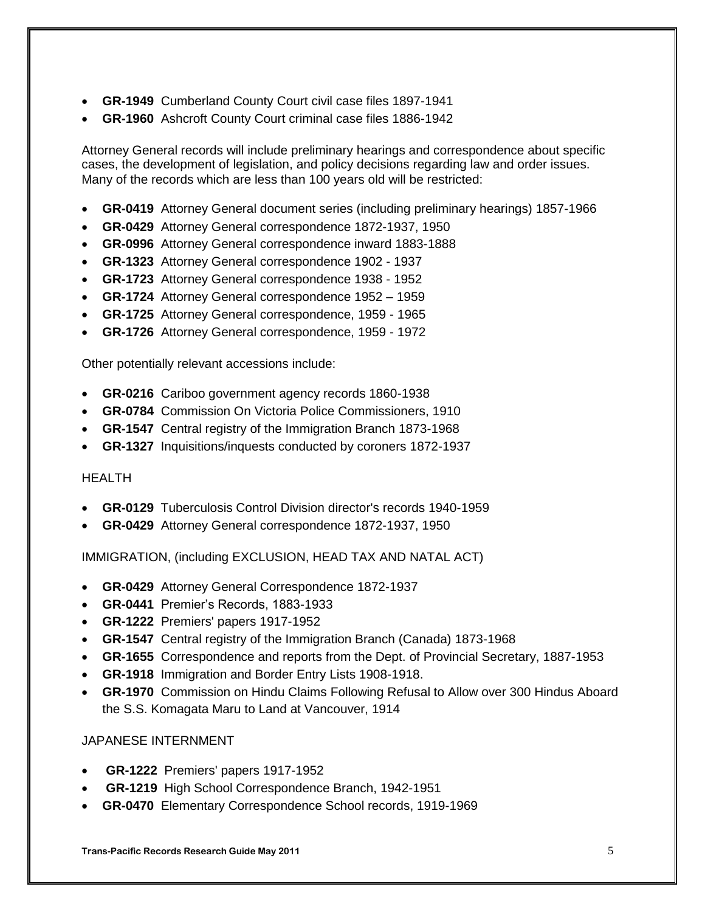- **GR-1949** Cumberland County Court civil case files 1897-1941
- **GR-1960** Ashcroft County Court criminal case files 1886-1942

Attorney General records will include preliminary hearings and correspondence about specific cases, the development of legislation, and policy decisions regarding law and order issues. Many of the records which are less than 100 years old will be restricted:

- **GR-0419** Attorney General document series (including preliminary hearings) 1857-1966
- **GR-0429** Attorney General correspondence 1872-1937, 1950
- **GR-0996** Attorney General correspondence inward 1883-1888
- **GR-1323** Attorney General correspondence 1902 - 1937
- **GR-1723** Attorney General correspondence 1938 - 1952
- **GR-1724** Attorney General correspondence 1952 – 1959
- **GR-1725** Attorney General correspondence, 1959 - 1965
- **GR-1726** Attorney General correspondence, 1959 - 1972

Other potentially relevant accessions include:

- **GR-0216** Cariboo government agency records 1860-1938
- **GR-0784** Commission On Victoria Police Commissioners, 1910
- **GR-1547** Central registry of the Immigration Branch 1873-1968
- **GR-1327** Inquisitions/inquests conducted by coroners 1872-1937

HEALTH

- **GR-0129** Tuberculosis Control Division director's records 1940-1959
- **GR-0429** Attorney General correspondence 1872-1937, 1950

IMMIGRATION, (including EXCLUSION, HEAD TAX AND NATAL ACT)

- **GR-0429** Attorney General Correspondence 1872-1937
- **GR-0441** Premier's Records, 1883-1933
- **GR-1222** Premiers' papers 1917-1952
- **GR-1547** Central registry of the Immigration Branch (Canada) 1873-1968
- **GR-1655** Correspondence and reports from the Dept. of Provincial Secretary, 1887-1953
- **GR-1918** Immigration and Border Entry Lists 1908-1918.
- **GR-1970** Commission on Hindu Claims Following Refusal to Allow over 300 Hindus Aboard the S.S. Komagata Maru to Land at Vancouver, 1914

JAPANESE INTERNMENT

- **GR-1222** Premiers' papers 1917-1952
- **GR-1219** High School Correspondence Branch, 1942-1951
- **GR-0470** Elementary Correspondence School records, 1919-1969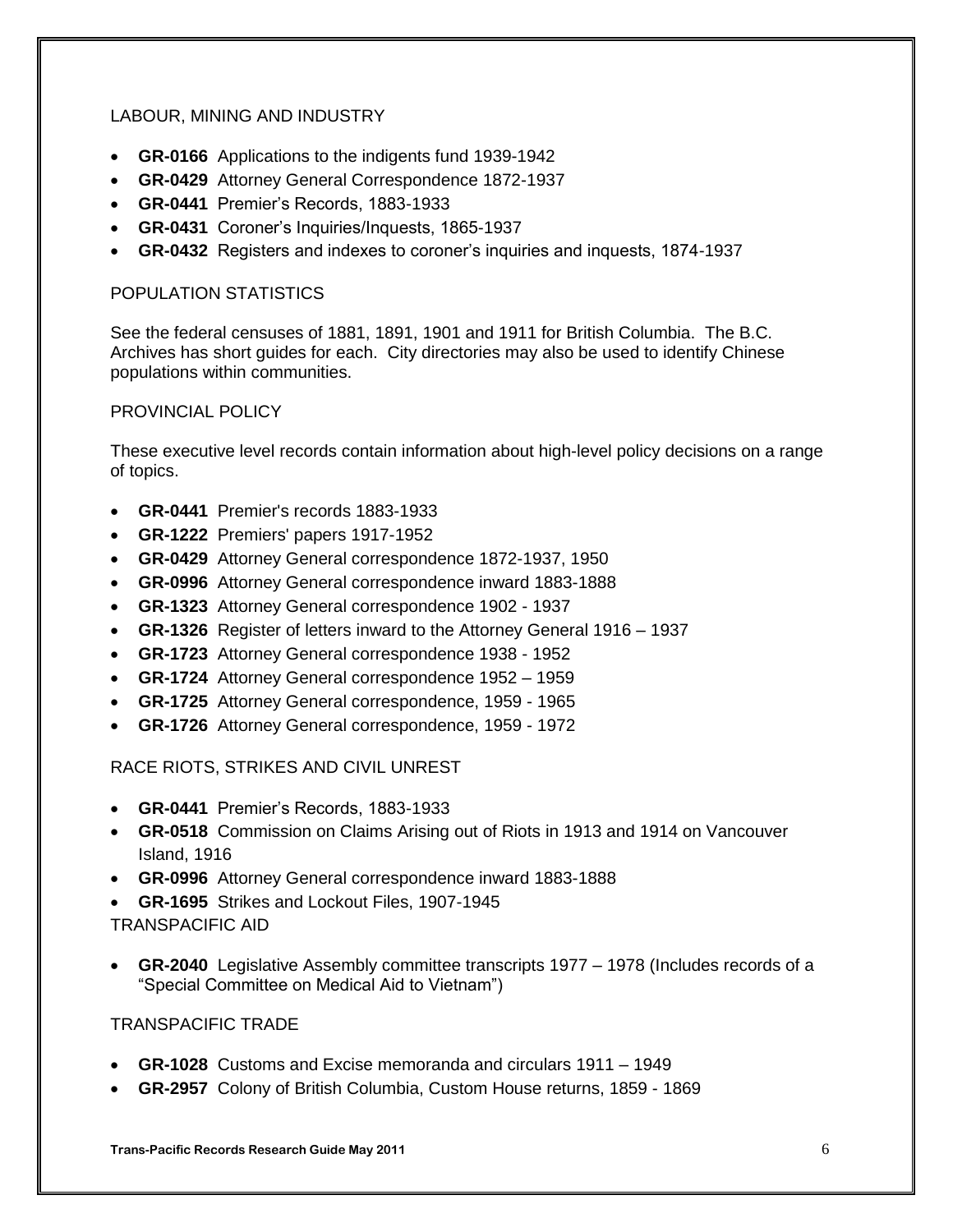## LABOUR, MINING AND INDUSTRY

- **GR-0166** Applications to the indigents fund 1939-1942
- **GR-0429** Attorney General Correspondence 1872-1937
- **GR-0441** Premier's Records, 1883-1933
- **GR-0431** Coroner's Inquiries/Inquests, 1865-1937
- **GR-0432** Registers and indexes to coroner's inquiries and inquests, 1874-1937

## POPULATION STATISTICS

See the federal censuses of 1881, 1891, 1901 and 1911 for British Columbia. The B.C. Archives has short guides for each. City directories may also be used to identify Chinese populations within communities.

## PROVINCIAL POLICY

These executive level records contain information about high-level policy decisions on a range of topics.

- **GR-0441** Premier's records 1883-1933
- **GR-1222** Premiers' papers 1917-1952
- **GR-0429** Attorney General correspondence 1872-1937, 1950
- **GR-0996** Attorney General correspondence inward 1883-1888
- **GR-1323** Attorney General correspondence 1902 - 1937
- **GR-1326** Register of letters inward to the Attorney General 1916 – 1937
- **GR-1723** Attorney General correspondence 1938 - 1952
- **GR-1724** Attorney General correspondence 1952 – 1959
- **GR-1725** Attorney General correspondence, 1959 - 1965
- **GR-1726** Attorney General correspondence, 1959 - 1972

## RACE RIOTS, STRIKES AND CIVIL UNREST

- **GR-0441** Premier's Records, 1883-1933
- **GR-0518** Commission on Claims Arising out of Riots in 1913 and 1914 on Vancouver Island, 1916
- **GR-0996** Attorney General correspondence inward 1883-1888
- **GR-1695** Strikes and Lockout Files, 1907-1945

## TRANSPACIFIC AID

- **GR-2040** Legislative Assembly committee transcripts 1977 – 1978 (Includes records of a "Special Committee on Medical Aid to Vietnam")

## TRANSPACIFIC TRADE

- **GR-1028** Customs and Excise memoranda and circulars 1911 – 1949
- **GR-2957** Colony of British Columbia, Custom House returns, 1859 - 1869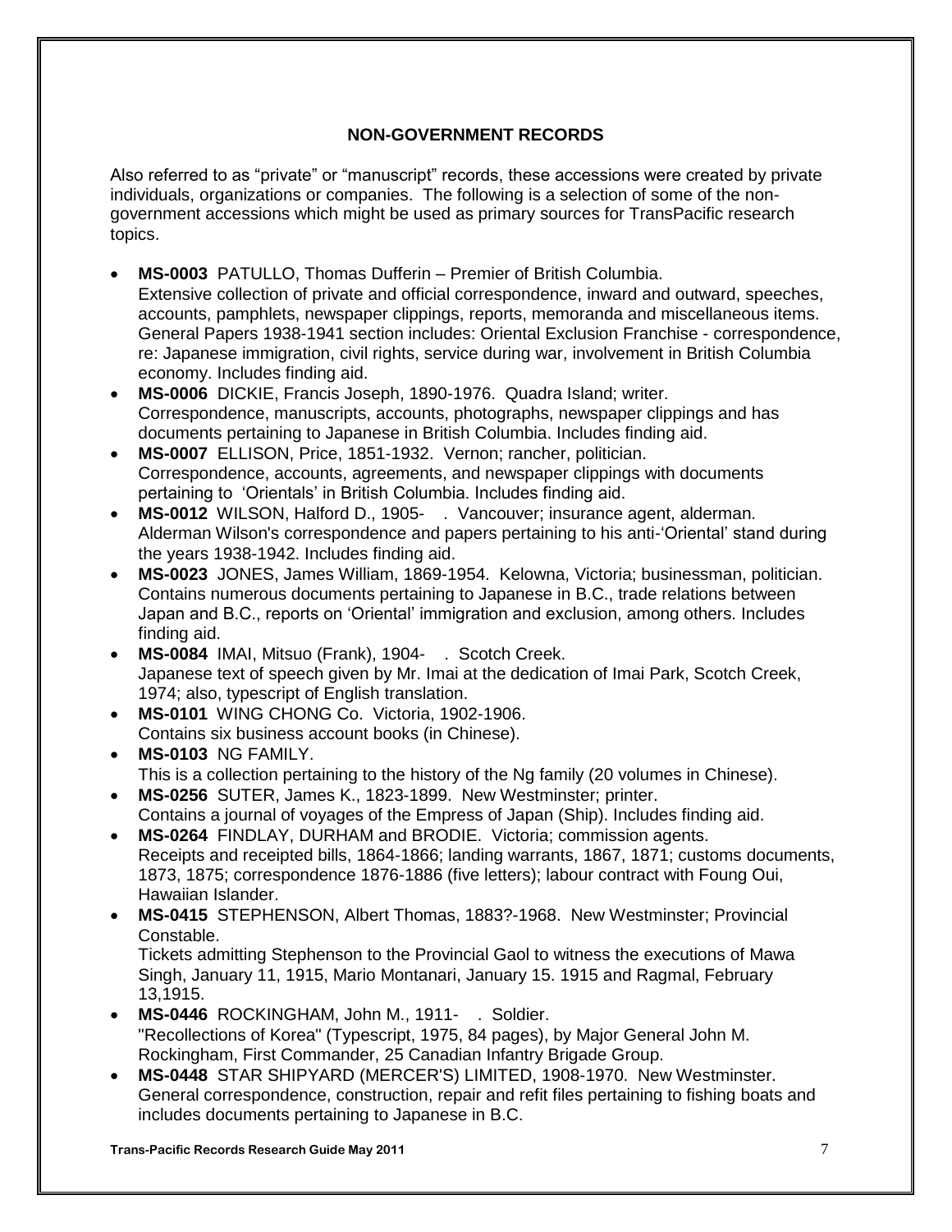## NON-GOVERNMENT RECORDS

Also referred to as "private" or "manuscript" records, these accessions were created by private individuals, organizations or companies. The following is a selection of some of the non-government accessions which might be used as primary sources for TransPacific research topics.

- **MS-0003** PATULLO, Thomas Dufferin – Premier of British Columbia.
  Extensive collection of private and official correspondence, inward and outward, speeches, accounts, pamphlets, newspaper clippings, reports, memoranda and miscellaneous items. General Papers 1938-1941 section includes: Oriental Exclusion Franchise - correspondence, re: Japanese immigration, civil rights, service during war, involvement in British Columbia economy. Includes finding aid.
- **MS-0006** DICKIE, Francis Joseph, 1890-1976. Quadra Island; writer.
  Correspondence, manuscripts, accounts, photographs, newspaper clippings and has documents pertaining to Japanese in British Columbia. Includes finding aid.
- **MS-0007** ELLISON, Price, 1851-1932. Vernon; rancher, politician.
  Correspondence, accounts, agreements, and newspaper clippings with documents pertaining to 'Orientals' in British Columbia. Includes finding aid.
- **MS-0012** WILSON, Halford D., 1905- . Vancouver; insurance agent, alderman.
  Alderman Wilson's correspondence and papers pertaining to his anti-'Oriental' stand during the years 1938-1942. Includes finding aid.
- **MS-0023** JONES, James William, 1869-1954. Kelowna, Victoria; businessman, politician.
  Contains numerous documents pertaining to Japanese in B.C., trade relations between Japan and B.C., reports on 'Oriental' immigration and exclusion, among others. Includes finding aid.
- **MS-0084** IMAI, Mitsuo (Frank), 1904- . Scotch Creek.
  Japanese text of speech given by Mr. Imai at the dedication of Imai Park, Scotch Creek, 1974; also, typescript of English translation.
- **MS-0101** WING CHONG Co. Victoria, 1902-1906.
  Contains six business account books (in Chinese).
- **MS-0103** NG FAMILY.
  This is a collection pertaining to the history of the Ng family (20 volumes in Chinese).
- **MS-0256** SUTER, James K., 1823-1899. New Westminster; printer.
  Contains a journal of voyages of the Empress of Japan (Ship). Includes finding aid.
- **MS-0264** FINDLAY, DURHAM and BRODIE. Victoria; commission agents.
  Receipts and receipted bills, 1864-1866; landing warrants, 1867, 1871; customs documents, 1873, 1875; correspondence 1876-1886 (five letters); labour contract with Foung Oui, Hawaiian Islander.
- **MS-0415** STEPHENSON, Albert Thomas, 1883?-1968. New Westminster; Provincial Constable.
  Tickets admitting Stephenson to the Provincial Gaol to witness the executions of Mawa Singh, January 11, 1915, Mario Montanari, January 15. 1915 and Ragmal, February 13,1915.
- **MS-0446** ROCKINGHAM, John M., 1911- . Soldier.
  "Recollections of Korea" (Typescript, 1975, 84 pages), by Major General John M. Rockingham, First Commander, 25 Canadian Infantry Brigade Group.
- **MS-0448** STAR SHIPYARD (MERCER'S) LIMITED, 1908-1970. New Westminster.
  General correspondence, construction, repair and refit files pertaining to fishing boats and includes documents pertaining to Japanese in B.C.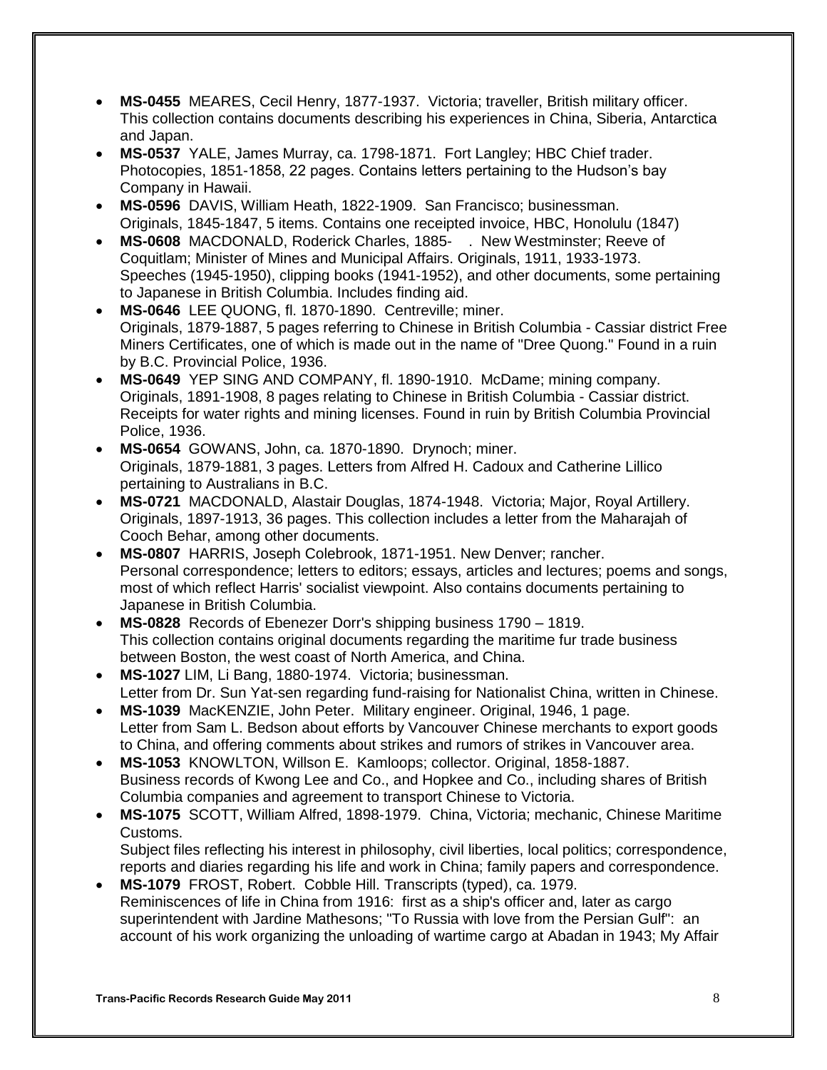- **MS-0455** MEARES, Cecil Henry, 1877-1937. Victoria; traveller, British military officer. This collection contains documents describing his experiences in China, Siberia, Antarctica and Japan.
- **MS-0537** YALE, James Murray, ca. 1798-1871. Fort Langley; HBC Chief trader. Photocopies, 1851-1858, 22 pages. Contains letters pertaining to the Hudson's bay Company in Hawaii.
- **MS-0596** DAVIS, William Heath, 1822-1909. San Francisco; businessman. Originals, 1845-1847, 5 items. Contains one receipted invoice, HBC, Honolulu (1847)
- **MS-0608** MACDONALD, Roderick Charles, 1885- . New Westminster; Reeve of Coquitlam; Minister of Mines and Municipal Affairs. Originals, 1911, 1933-1973. Speeches (1945-1950), clipping books (1941-1952), and other documents, some pertaining to Japanese in British Columbia. Includes finding aid.
- **MS-0646** LEE QUONG, fl. 1870-1890. Centreville; miner. Originals, 1879-1887, 5 pages referring to Chinese in British Columbia - Cassiar district Free Miners Certificates, one of which is made out in the name of "Dree Quong." Found in a ruin by B.C. Provincial Police, 1936.
- **MS-0649** YEP SING AND COMPANY, fl. 1890-1910. McDame; mining company. Originals, 1891-1908, 8 pages relating to Chinese in British Columbia - Cassiar district. Receipts for water rights and mining licenses. Found in ruin by British Columbia Provincial Police, 1936.
- **MS-0654** GOWANS, John, ca. 1870-1890. Drynoch; miner. Originals, 1879-1881, 3 pages. Letters from Alfred H. Cadoux and Catherine Lillico pertaining to Australians in B.C.
- **MS-0721** MACDONALD, Alastair Douglas, 1874-1948. Victoria; Major, Royal Artillery. Originals, 1897-1913, 36 pages. This collection includes a letter from the Maharajah of Cooch Behar, among other documents.
- **MS-0807** HARRIS, Joseph Colebrook, 1871-1951. New Denver; rancher. Personal correspondence; letters to editors; essays, articles and lectures; poems and songs, most of which reflect Harris' socialist viewpoint. Also contains documents pertaining to Japanese in British Columbia.
- **MS-0828** Records of Ebenezer Dorr's shipping business 1790 – 1819. This collection contains original documents regarding the maritime fur trade business between Boston, the west coast of North America, and China.
- **MS-1027** LIM, Li Bang, 1880-1974. Victoria; businessman. Letter from Dr. Sun Yat-sen regarding fund-raising for Nationalist China, written in Chinese.
- **MS-1039** MacKENZIE, John Peter. Military engineer. Original, 1946, 1 page. Letter from Sam L. Bedson about efforts by Vancouver Chinese merchants to export goods to China, and offering comments about strikes and rumors of strikes in Vancouver area.
- **MS-1053** KNOWLTON, Willson E. Kamloops; collector. Original, 1858-1887. Business records of Kwong Lee and Co., and Hopkee and Co., including shares of British Columbia companies and agreement to transport Chinese to Victoria.
- **MS-1075** SCOTT, William Alfred, 1898-1979. China, Victoria; mechanic, Chinese Maritime Customs. Subject files reflecting his interest in philosophy, civil liberties, local politics; correspondence, reports and diaries regarding his life and work in China; family papers and correspondence.
- **MS-1079** FROST, Robert. Cobble Hill. Transcripts (typed), ca. 1979. Reminiscences of life in China from 1916: first as a ship's officer and, later as cargo superintendent with Jardine Mathesons; "To Russia with love from the Persian Gulf": an account of his work organizing the unloading of wartime cargo at Abadan in 1943; My Affair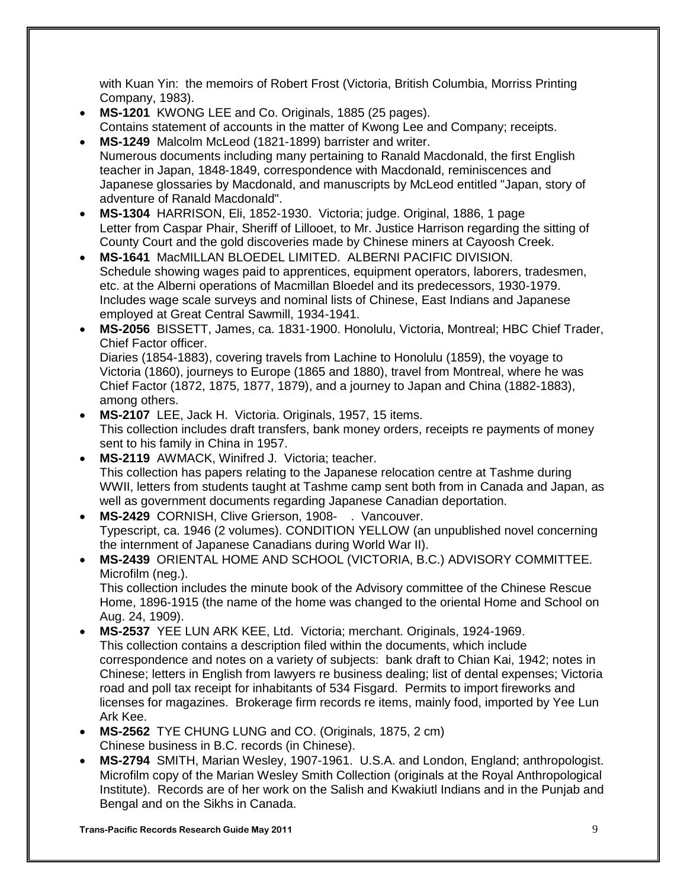with Kuan Yin: the memoirs of Robert Frost (Victoria, British Columbia, Morriss Printing Company, 1983).

- **MS-1201** KWONG LEE and Co. Originals, 1885 (25 pages).
  Contains statement of accounts in the matter of Kwong Lee and Company; receipts.
- **MS-1249** Malcolm McLeod (1821-1899) barrister and writer.
  Numerous documents including many pertaining to Ranald Macdonald, the first English teacher in Japan, 1848-1849, correspondence with Macdonald, reminiscences and Japanese glossaries by Macdonald, and manuscripts by McLeod entitled "Japan, story of adventure of Ranald Macdonald".
- **MS-1304** HARRISON, Eli, 1852-1930. Victoria; judge. Original, 1886, 1 page
  Letter from Caspar Phair, Sheriff of Lillooet, to Mr. Justice Harrison regarding the sitting of County Court and the gold discoveries made by Chinese miners at Cayoosh Creek.
- **MS-1641** MacMILLAN BLOEDEL LIMITED. ALBERNI PACIFIC DIVISION.
  Schedule showing wages paid to apprentices, equipment operators, laborers, tradesmen, etc. at the Alberni operations of Macmillan Bloedel and its predecessors, 1930-1979. Includes wage scale surveys and nominal lists of Chinese, East Indians and Japanese employed at Great Central Sawmill, 1934-1941.
- **MS-2056** BISSETT, James, ca. 1831-1900. Honolulu, Victoria, Montreal; HBC Chief Trader, Chief Factor officer.
  Diaries (1854-1883), covering travels from Lachine to Honolulu (1859), the voyage to Victoria (1860), journeys to Europe (1865 and 1880), travel from Montreal, where he was Chief Factor (1872, 1875, 1877, 1879), and a journey to Japan and China (1882-1883), among others.
- **MS-2107** LEE, Jack H. Victoria. Originals, 1957, 15 items.
  This collection includes draft transfers, bank money orders, receipts re payments of money sent to his family in China in 1957.
- **MS-2119** AWMACK, Winifred J. Victoria; teacher.
  This collection has papers relating to the Japanese relocation centre at Tashme during WWII, letters from students taught at Tashme camp sent both from in Canada and Japan, as well as government documents regarding Japanese Canadian deportation.
- **MS-2429** CORNISH, Clive Grierson, 1908- . Vancouver.
  Typescript, ca. 1946 (2 volumes). CONDITION YELLOW (an unpublished novel concerning the internment of Japanese Canadians during World War II).
- **MS-2439** ORIENTAL HOME AND SCHOOL (VICTORIA, B.C.) ADVISORY COMMITTEE. Microfilm (neg.).
  This collection includes the minute book of the Advisory committee of the Chinese Rescue Home, 1896-1915 (the name of the home was changed to the oriental Home and School on Aug. 24, 1909).
- **MS-2537** YEE LUN ARK KEE, Ltd. Victoria; merchant. Originals, 1924-1969.
  This collection contains a description filed within the documents, which include correspondence and notes on a variety of subjects: bank draft to Chian Kai, 1942; notes in Chinese; letters in English from lawyers re business dealing; list of dental expenses; Victoria road and poll tax receipt for inhabitants of 534 Fisgard. Permits to import fireworks and licenses for magazines. Brokerage firm records re items, mainly food, imported by Yee Lun Ark Kee.
- **MS-2562** TYE CHUNG LUNG and CO. (Originals, 1875, 2 cm)
  Chinese business in B.C. records (in Chinese).
- **MS-2794** SMITH, Marian Wesley, 1907-1961. U.S.A. and London, England; anthropologist.
  Microfilm copy of the Marian Wesley Smith Collection (originals at the Royal Anthropological Institute). Records are of her work on the Salish and Kwakiutl Indians and in the Punjab and Bengal and on the Sikhs in Canada.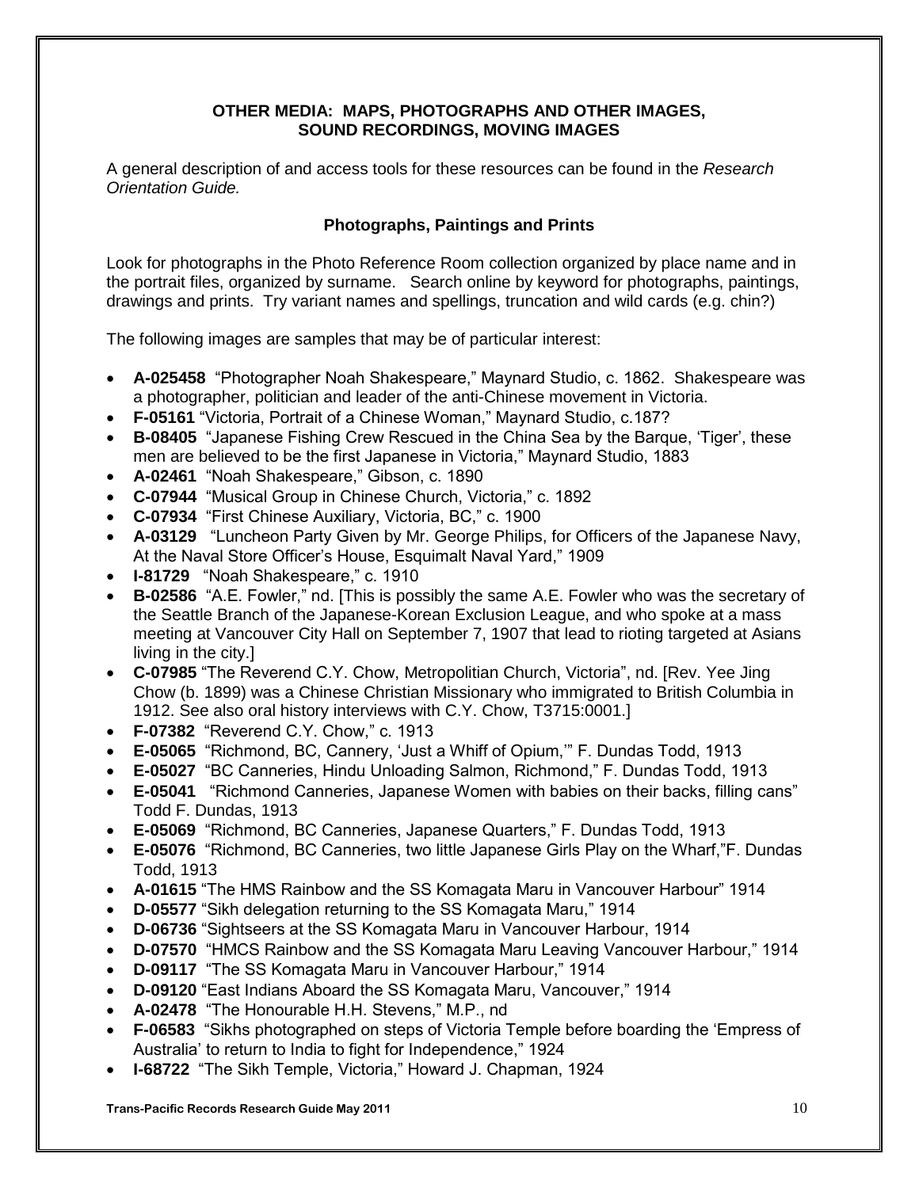## OTHER MEDIA: MAPS, PHOTOGRAPHS AND OTHER IMAGES, SOUND RECORDINGS, MOVING IMAGES

A general description of and access tools for these resources can be found in the *Research Orientation Guide.*

### Photographs, Paintings and Prints

Look for photographs in the Photo Reference Room collection organized by place name and in the portrait files, organized by surname. Search online by keyword for photographs, paintings, drawings and prints. Try variant names and spellings, truncation and wild cards (e.g. chin?)

The following images are samples that may be of particular interest:

- **A-025458** "Photographer Noah Shakespeare," Maynard Studio, c. 1862. Shakespeare was a photographer, politician and leader of the anti-Chinese movement in Victoria.
- **F-05161** "Victoria, Portrait of a Chinese Woman," Maynard Studio, c.187?
- **B-08405** "Japanese Fishing Crew Rescued in the China Sea by the Barque, 'Tiger', these men are believed to be the first Japanese in Victoria," Maynard Studio, 1883
- **A-02461** "Noah Shakespeare," Gibson, c. 1890
- **C-07944** "Musical Group in Chinese Church, Victoria," c. 1892
- **C-07934** "First Chinese Auxiliary, Victoria, BC," c. 1900
- **A-03129** "Luncheon Party Given by Mr. George Philips, for Officers of the Japanese Navy, At the Naval Store Officer's House, Esquimalt Naval Yard," 1909
- **I-81729** "Noah Shakespeare," c. 1910
- **B-02586** "A.E. Fowler," nd. [This is possibly the same A.E. Fowler who was the secretary of the Seattle Branch of the Japanese-Korean Exclusion League, and who spoke at a mass meeting at Vancouver City Hall on September 7, 1907 that lead to rioting targeted at Asians living in the city.]
- **C-07985** "The Reverend C.Y. Chow, Metropolitian Church, Victoria", nd. [Rev. Yee Jing Chow (b. 1899) was a Chinese Christian Missionary who immigrated to British Columbia in 1912. See also oral history interviews with C.Y. Chow, T3715:0001.]
- **F-07382** "Reverend C.Y. Chow," c. 1913
- **E-05065** "Richmond, BC, Cannery, 'Just a Whiff of Opium,'" F. Dundas Todd, 1913
- **E-05027** "BC Canneries, Hindu Unloading Salmon, Richmond," F. Dundas Todd, 1913
- **E-05041** "Richmond Canneries, Japanese Women with babies on their backs, filling cans" Todd F. Dundas, 1913
- **E-05069** "Richmond, BC Canneries, Japanese Quarters," F. Dundas Todd, 1913
- **E-05076** "Richmond, BC Canneries, two little Japanese Girls Play on the Wharf,"F. Dundas Todd, 1913
- **A-01615** "The HMS Rainbow and the SS Komagata Maru in Vancouver Harbour" 1914
- **D-05577** "Sikh delegation returning to the SS Komagata Maru," 1914
- **D-06736** "Sightseers at the SS Komagata Maru in Vancouver Harbour, 1914
- **D-07570** "HMCS Rainbow and the SS Komagata Maru Leaving Vancouver Harbour," 1914
- **D-09117** "The SS Komagata Maru in Vancouver Harbour," 1914
- **D-09120** "East Indians Aboard the SS Komagata Maru, Vancouver," 1914
- **A-02478** "The Honourable H.H. Stevens," M.P., nd
- **F-06583** "Sikhs photographed on steps of Victoria Temple before boarding the 'Empress of Australia' to return to India to fight for Independence," 1924
- **I-68722** "The Sikh Temple, Victoria," Howard J. Chapman, 1924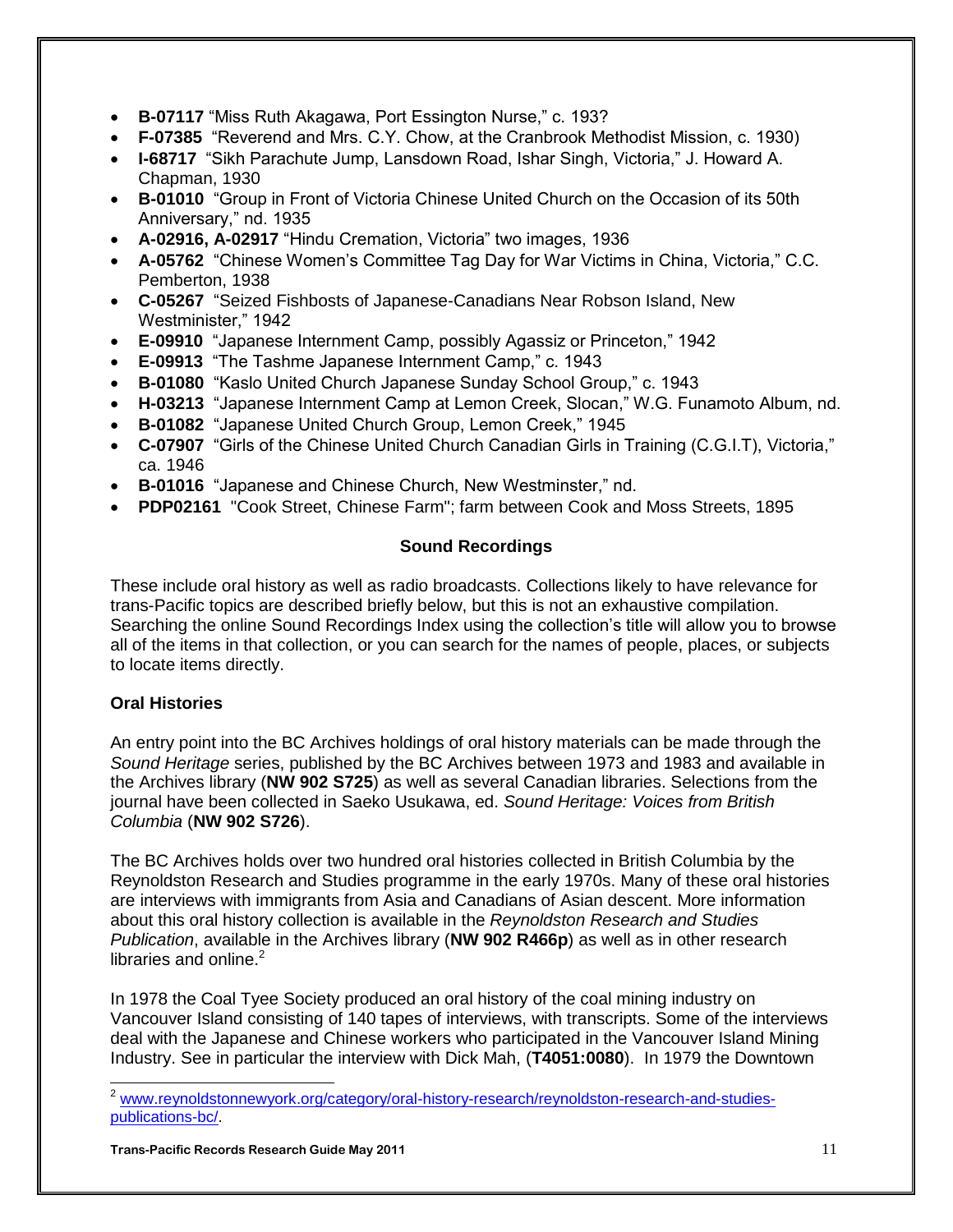- **B-07117** "Miss Ruth Akagawa, Port Essington Nurse," c. 193?
- **F-07385** "Reverend and Mrs. C.Y. Chow, at the Cranbrook Methodist Mission, c. 1930)
- **I-68717** "Sikh Parachute Jump, Lansdown Road, Ishar Singh, Victoria," J. Howard A. Chapman, 1930
- **B-01010** "Group in Front of Victoria Chinese United Church on the Occasion of its 50th Anniversary," nd. 1935
- **A-02916, A-02917** "Hindu Cremation, Victoria" two images, 1936
- **A-05762** "Chinese Women's Committee Tag Day for War Victims in China, Victoria," C.C. Pemberton, 1938
- **C-05267** "Seized Fishbosts of Japanese-Canadians Near Robson Island, New Westminister," 1942
- **E-09910** "Japanese Internment Camp, possibly Agassiz or Princeton," 1942
- **E-09913** "The Tashme Japanese Internment Camp," c. 1943
- **B-01080** "Kaslo United Church Japanese Sunday School Group," c. 1943
- **H-03213** "Japanese Internment Camp at Lemon Creek, Slocan," W.G. Funamoto Album, nd.
- **B-01082** "Japanese United Church Group, Lemon Creek," 1945
- **C-07907** "Girls of the Chinese United Church Canadian Girls in Training (C.G.I.T), Victoria," ca. 1946
- **B-01016** "Japanese and Chinese Church, New Westminster," nd.
- **PDP02161** "Cook Street, Chinese Farm"; farm between Cook and Moss Streets, 1895

## Sound Recordings

These include oral history as well as radio broadcasts. Collections likely to have relevance for trans-Pacific topics are described briefly below, but this is not an exhaustive compilation. Searching the online Sound Recordings Index using the collection's title will allow you to browse all of the items in that collection, or you can search for the names of people, places, or subjects to locate items directly.

### Oral Histories

An entry point into the BC Archives holdings of oral history materials can be made through the *Sound Heritage* series, published by the BC Archives between 1973 and 1983 and available in the Archives library (**NW 902 S725**) as well as several Canadian libraries. Selections from the journal have been collected in Saeko Usukawa, ed. *Sound Heritage: Voices from British Columbia* (**NW 902 S726**).

The BC Archives holds over two hundred oral histories collected in British Columbia by the Reynoldston Research and Studies programme in the early 1970s. Many of these oral histories are interviews with immigrants from Asia and Canadians of Asian descent. More information about this oral history collection is available in the *Reynoldston Research and Studies Publication*, available in the Archives library (**NW 902 R466p**) as well as in other research libraries and online.[2]

In 1978 the Coal Tyee Society produced an oral history of the coal mining industry on Vancouver Island consisting of 140 tapes of interviews, with transcripts. Some of the interviews deal with the Japanese and Chinese workers who participated in the Vancouver Island Mining Industry. See in particular the interview with Dick Mah, (**T4051:0080**). In 1979 the Downtown

[2] www.reynoldstonnewyork.org/category/oral-history-research/reynoldston-research-and-studies-publications-bc/.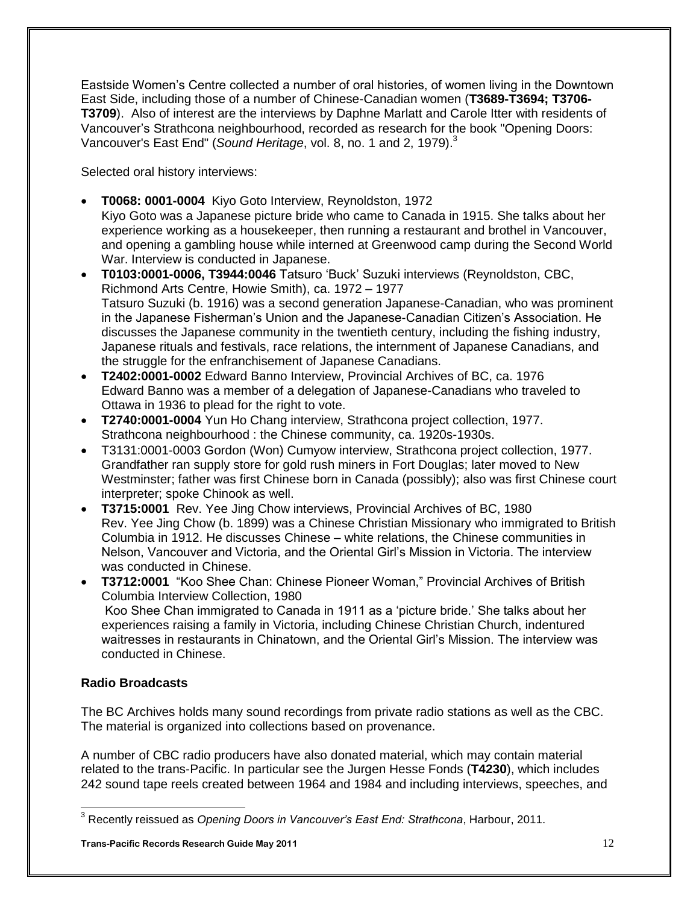Eastside Women's Centre collected a number of oral histories, of women living in the Downtown East Side, including those of a number of Chinese-Canadian women (**T3689-T3694; T3706-T3709**). Also of interest are the interviews by Daphne Marlatt and Carole Itter with residents of Vancouver's Strathcona neighbourhood, recorded as research for the book "Opening Doors: Vancouver's East End" (*Sound Heritage*, vol. 8, no. 1 and 2, 1979).[3]

Selected oral history interviews:

- **T0068: 0001-0004** Kiyo Goto Interview, Reynoldston, 1972
  Kiyo Goto was a Japanese picture bride who came to Canada in 1915. She talks about her experience working as a housekeeper, then running a restaurant and brothel in Vancouver, and opening a gambling house while interned at Greenwood camp during the Second World War. Interview is conducted in Japanese.
- **T0103:0001-0006, T3944:0046** Tatsuro 'Buck' Suzuki interviews (Reynoldston, CBC, Richmond Arts Centre, Howie Smith), ca. 1972 – 1977
  Tatsuro Suzuki (b. 1916) was a second generation Japanese-Canadian, who was prominent in the Japanese Fisherman's Union and the Japanese-Canadian Citizen's Association. He discusses the Japanese community in the twentieth century, including the fishing industry, Japanese rituals and festivals, race relations, the internment of Japanese Canadians, and the struggle for the enfranchisement of Japanese Canadians.
- **T2402:0001-0002** Edward Banno Interview, Provincial Archives of BC, ca. 1976
  Edward Banno was a member of a delegation of Japanese-Canadians who traveled to Ottawa in 1936 to plead for the right to vote.
- **T2740:0001-0004** Yun Ho Chang interview, Strathcona project collection, 1977.
  Strathcona neighbourhood : the Chinese community, ca. 1920s-1930s.
- T3131:0001-0003 Gordon (Won) Cumyow interview, Strathcona project collection, 1977.
  Grandfather ran supply store for gold rush miners in Fort Douglas; later moved to New Westminster; father was first Chinese born in Canada (possibly); also was first Chinese court interpreter; spoke Chinook as well.
- **T3715:0001** Rev. Yee Jing Chow interviews, Provincial Archives of BC, 1980
  Rev. Yee Jing Chow (b. 1899) was a Chinese Christian Missionary who immigrated to British Columbia in 1912. He discusses Chinese – white relations, the Chinese communities in Nelson, Vancouver and Victoria, and the Oriental Girl's Mission in Victoria. The interview was conducted in Chinese.
- **T3712:0001** "Koo Shee Chan: Chinese Pioneer Woman," Provincial Archives of British Columbia Interview Collection, 1980
  Koo Shee Chan immigrated to Canada in 1911 as a 'picture bride.' She talks about her experiences raising a family in Victoria, including Chinese Christian Church, indentured waitresses in restaurants in Chinatown, and the Oriental Girl's Mission. The interview was conducted in Chinese.

### Radio Broadcasts

The BC Archives holds many sound recordings from private radio stations as well as the CBC. The material is organized into collections based on provenance.

A number of CBC radio producers have also donated material, which may contain material related to the trans-Pacific. In particular see the Jurgen Hesse Fonds (**T4230**), which includes 242 sound tape reels created between 1964 and 1984 and including interviews, speeches, and

[3] Recently reissued as *Opening Doors in Vancouver's East End: Strathcona*, Harbour, 2011.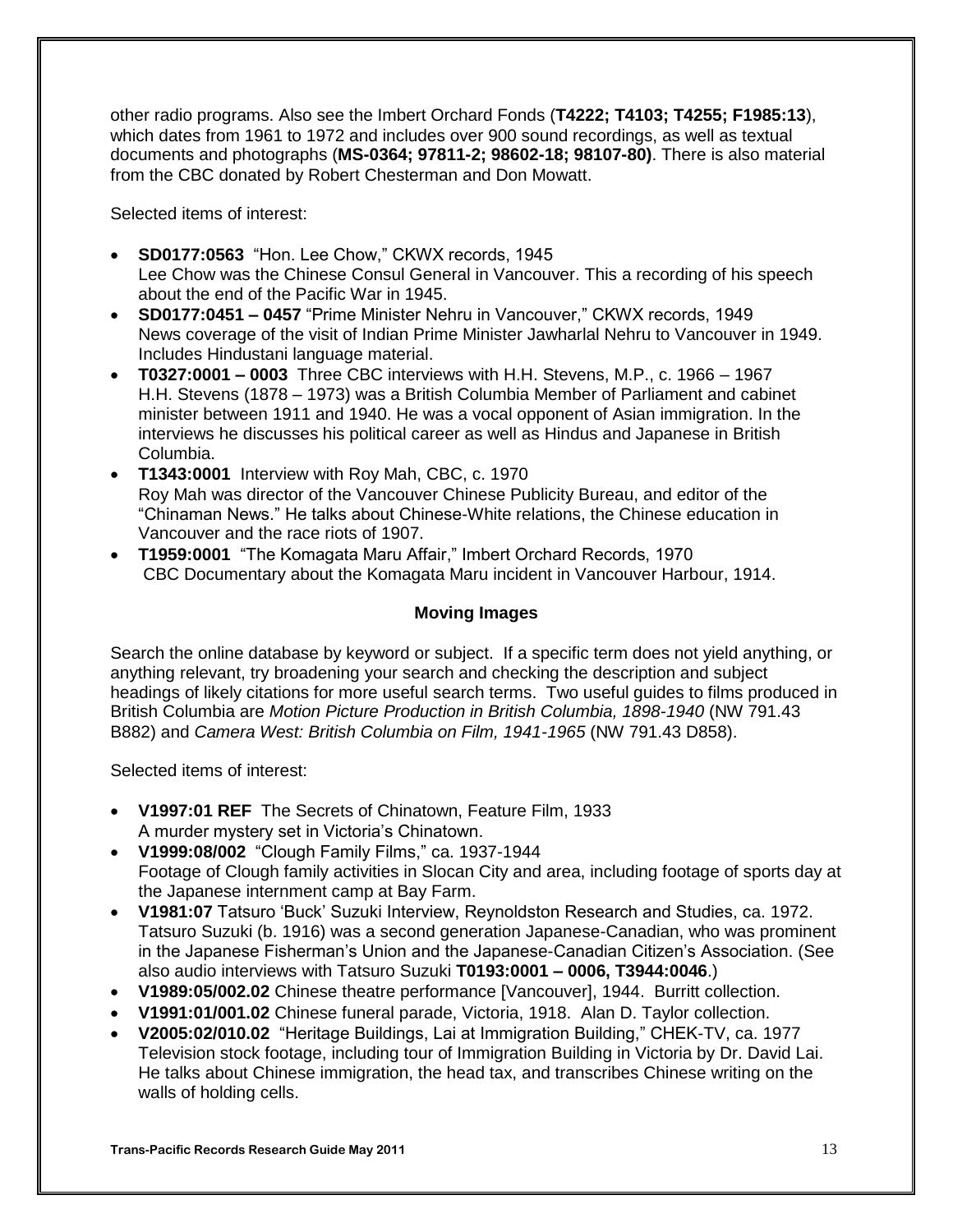other radio programs. Also see the Imbert Orchard Fonds (**T4222; T4103; T4255; F1985:13**), which dates from 1961 to 1972 and includes over 900 sound recordings, as well as textual documents and photographs (**MS-0364; 97811-2; 98602-18; 98107-80)**. There is also material from the CBC donated by Robert Chesterman and Don Mowatt.

Selected items of interest:

- **SD0177:0563** "Hon. Lee Chow," CKWX records, 1945
  Lee Chow was the Chinese Consul General in Vancouver. This a recording of his speech about the end of the Pacific War in 1945.
- **SD0177:0451 – 0457** "Prime Minister Nehru in Vancouver," CKWX records, 1949
  News coverage of the visit of Indian Prime Minister Jawharlal Nehru to Vancouver in 1949. Includes Hindustani language material.
- **T0327:0001 – 0003** Three CBC interviews with H.H. Stevens, M.P., c. 1966 – 1967
  H.H. Stevens (1878 – 1973) was a British Columbia Member of Parliament and cabinet minister between 1911 and 1940. He was a vocal opponent of Asian immigration. In the interviews he discusses his political career as well as Hindus and Japanese in British Columbia.
- **T1343:0001** Interview with Roy Mah, CBC, c. 1970
  Roy Mah was director of the Vancouver Chinese Publicity Bureau, and editor of the "Chinaman News." He talks about Chinese-White relations, the Chinese education in Vancouver and the race riots of 1907.
- **T1959:0001** "The Komagata Maru Affair," Imbert Orchard Records, 1970
  CBC Documentary about the Komagata Maru incident in Vancouver Harbour, 1914.

### Moving Images

Search the online database by keyword or subject. If a specific term does not yield anything, or anything relevant, try broadening your search and checking the description and subject headings of likely citations for more useful search terms. Two useful guides to films produced in British Columbia are *Motion Picture Production in British Columbia, 1898-1940* (NW 791.43 B882) and *Camera West: British Columbia on Film, 1941-1965* (NW 791.43 D858).

Selected items of interest:

- **V1997:01 REF** The Secrets of Chinatown, Feature Film, 1933
  A murder mystery set in Victoria's Chinatown.
- **V1999:08/002** "Clough Family Films," ca. 1937-1944
  Footage of Clough family activities in Slocan City and area, including footage of sports day at the Japanese internment camp at Bay Farm.
- **V1981:07** Tatsuro 'Buck' Suzuki Interview, Reynoldston Research and Studies, ca. 1972. Tatsuro Suzuki (b. 1916) was a second generation Japanese-Canadian, who was prominent in the Japanese Fisherman's Union and the Japanese-Canadian Citizen's Association. (See also audio interviews with Tatsuro Suzuki **T0193:0001 – 0006, T3944:0046**.)
- **V1989:05/002.02** Chinese theatre performance [Vancouver], 1944. Burritt collection.
- **V1991:01/001.02** Chinese funeral parade, Victoria, 1918. Alan D. Taylor collection.
- **V2005:02/010.02** "Heritage Buildings, Lai at Immigration Building," CHEK-TV, ca. 1977
  Television stock footage, including tour of Immigration Building in Victoria by Dr. David Lai. He talks about Chinese immigration, the head tax, and transcribes Chinese writing on the walls of holding cells.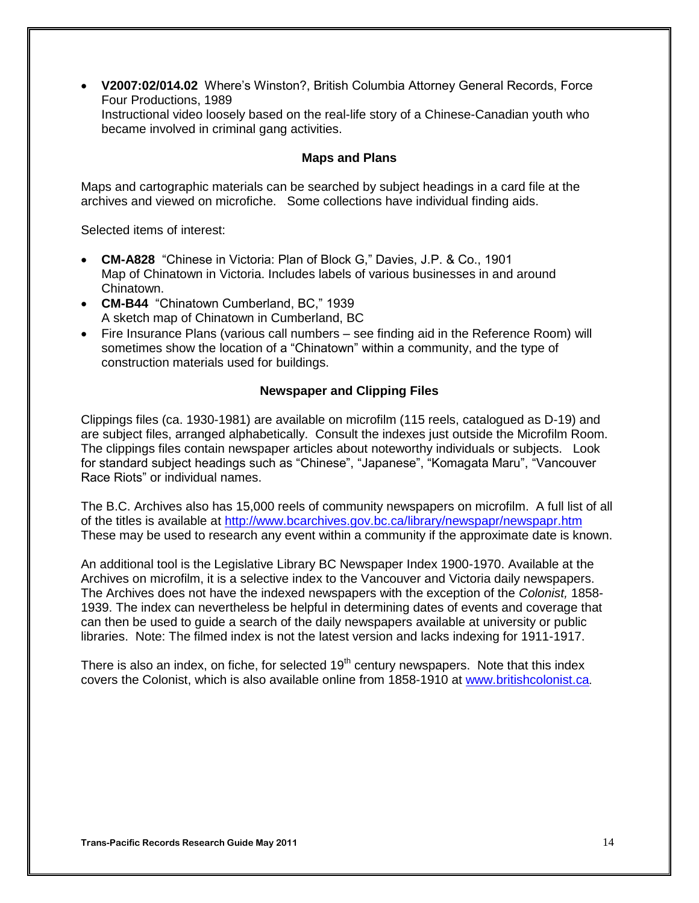- **V2007:02/014.02** Where's Winston?, British Columbia Attorney General Records, Force Four Productions, 1989
  Instructional video loosely based on the real-life story of a Chinese-Canadian youth who became involved in criminal gang activities.

### Maps and Plans

Maps and cartographic materials can be searched by subject headings in a card file at the archives and viewed on microfiche. Some collections have individual finding aids.

Selected items of interest:

- **CM-A828** "Chinese in Victoria: Plan of Block G," Davies, J.P. & Co., 1901
  Map of Chinatown in Victoria. Includes labels of various businesses in and around Chinatown.
- **CM-B44** "Chinatown Cumberland, BC," 1939
  A sketch map of Chinatown in Cumberland, BC
- Fire Insurance Plans (various call numbers – see finding aid in the Reference Room) will sometimes show the location of a "Chinatown" within a community, and the type of construction materials used for buildings.

### Newspaper and Clipping Files

Clippings files (ca. 1930-1981) are available on microfilm (115 reels, catalogued as D-19) and are subject files, arranged alphabetically. Consult the indexes just outside the Microfilm Room. The clippings files contain newspaper articles about noteworthy individuals or subjects. Look for standard subject headings such as "Chinese", "Japanese", "Komagata Maru", "Vancouver Race Riots" or individual names.

The B.C. Archives also has 15,000 reels of community newspapers on microfilm. A full list of all of the titles is available at http://www.bcarchives.gov.bc.ca/library/newspapr/newspapr.htm These may be used to research any event within a community if the approximate date is known.

An additional tool is the Legislative Library BC Newspaper Index 1900-1970. Available at the Archives on microfilm, it is a selective index to the Vancouver and Victoria daily newspapers. The Archives does not have the indexed newspapers with the exception of the *Colonist,* 1858-1939. The index can nevertheless be helpful in determining dates of events and coverage that can then be used to guide a search of the daily newspapers available at university or public libraries. Note: The filmed index is not the latest version and lacks indexing for 1911-1917.

There is also an index, on fiche, for selected 19th century newspapers. Note that this index covers the Colonist, which is also available online from 1858-1910 at www.britishcolonist.ca.